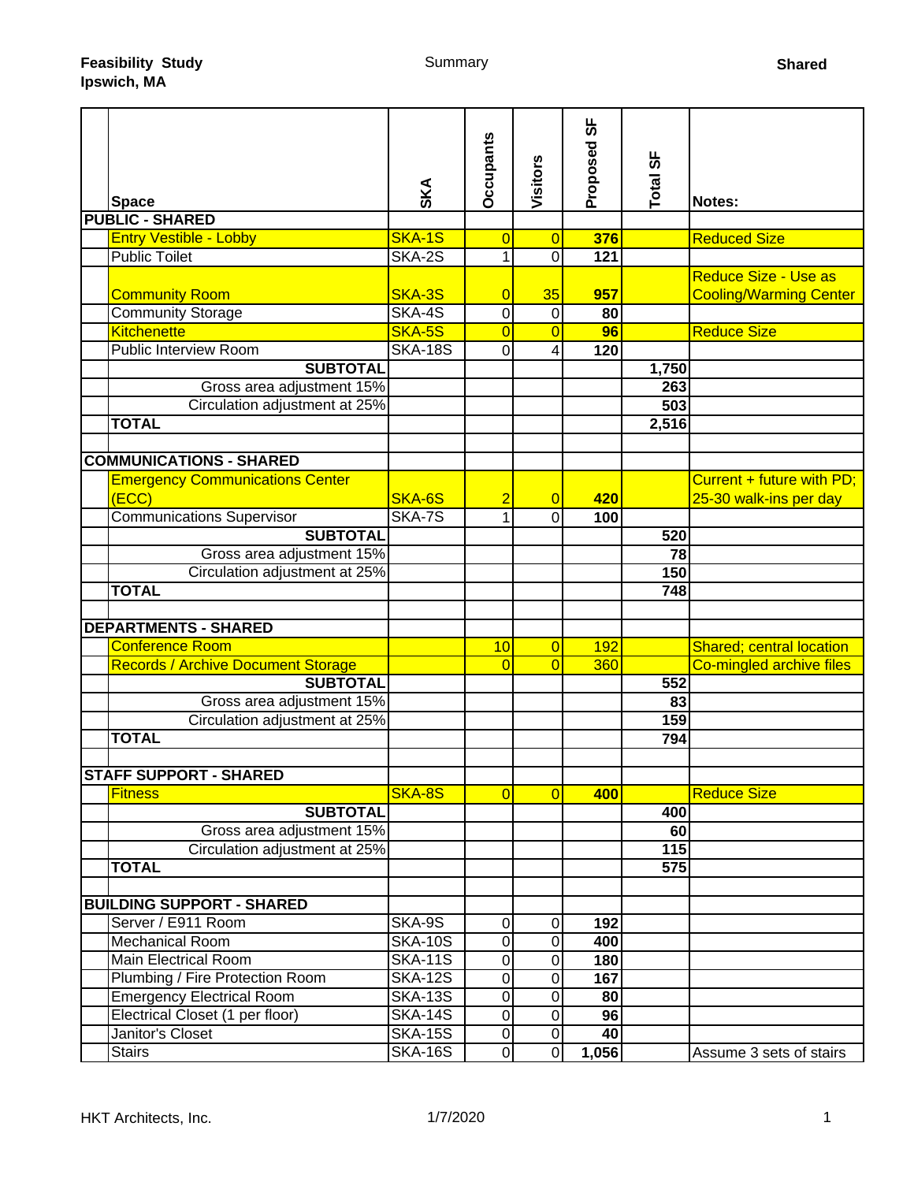**Feasibility Study**
**Ipswich, MA**

Summary

**Shared**

| Space | SKA | Occupants | Visitors | Proposed SF | Total SF | Notes: |
|---|---|---|---|---|---|---|
| **PUBLIC - SHARED** | | | | | | |
| Entry Vestible - Lobby | SKA-1S | 0 | 0 | **376** | | Reduced Size |
| Public Toilet | SKA-2S | 1 | 0 | **121** | | |
| Community Room | SKA-3S | 0 | 35 | **957** | | Reduce Size - Use as Cooling/Warming Center |
| Community Storage | SKA-4S | 0 | 0 | **80** | | |
| Kitchenette | SKA-5S | 0 | 0 | **96** | | Reduce Size |
| Public Interview Room | SKA-18S | 0 | 4 | **120** | | |
| **SUBTOTAL** | | | | | **1,750** | |
| Gross area adjustment 15% | | | | | **263** | |
| Circulation adjustment at 25% | | | | | **503** | |
| **TOTAL** | | | | | **2,516** | |
| | | | | | | |
| **COMMUNICATIONS - SHARED** | | | | | | |
| Emergency Communications Center (ECC) | SKA-6S | 2 | 0 | **420** | | Current + future with PD; 25-30 walk-ins per day |
| Communications Supervisor | SKA-7S | 1 | 0 | **100** | | |
| **SUBTOTAL** | | | | | **520** | |
| Gross area adjustment 15% | | | | | **78** | |
| Circulation adjustment at 25% | | | | | **150** | |
| **TOTAL** | | | | | **748** | |
| | | | | | | |
| **DEPARTMENTS - SHARED** | | | | | | |
| Conference Room | | 10 | 0 | 192 | | Shared; central location |
| Records / Archive Document Storage | | 0 | 0 | 360 | | Co-mingled archive files |
| **SUBTOTAL** | | | | | **552** | |
| Gross area adjustment 15% | | | | | **83** | |
| Circulation adjustment at 25% | | | | | **159** | |
| **TOTAL** | | | | | **794** | |
| | | | | | | |
| **STAFF SUPPORT - SHARED** | | | | | | |
| Fitness | SKA-8S | 0 | 0 | **400** | | Reduce Size |
| **SUBTOTAL** | | | | | **400** | |
| Gross area adjustment 15% | | | | | **60** | |
| Circulation adjustment at 25% | | | | | **115** | |
| **TOTAL** | | | | | **575** | |
| | | | | | | |
| **BUILDING SUPPORT - SHARED** | | | | | | |
| Server / E911 Room | SKA-9S | 0 | 0 | **192** | | |
| Mechanical Room | SKA-10S | 0 | 0 | **400** | | |
| Main Electrical Room | SKA-11S | 0 | 0 | **180** | | |
| Plumbing / Fire Protection Room | SKA-12S | 0 | 0 | **167** | | |
| Emergency Electrical Room | SKA-13S | 0 | 0 | **80** | | |
| Electrical Closet (1 per floor) | SKA-14S | 0 | 0 | **96** | | |
| Janitor's Closet | SKA-15S | 0 | 0 | **40** | | |
| Stairs | SKA-16S | 0 | 0 | **1,056** | | Assume 3 sets of stairs |

HKT Architects, Inc. 1/7/2020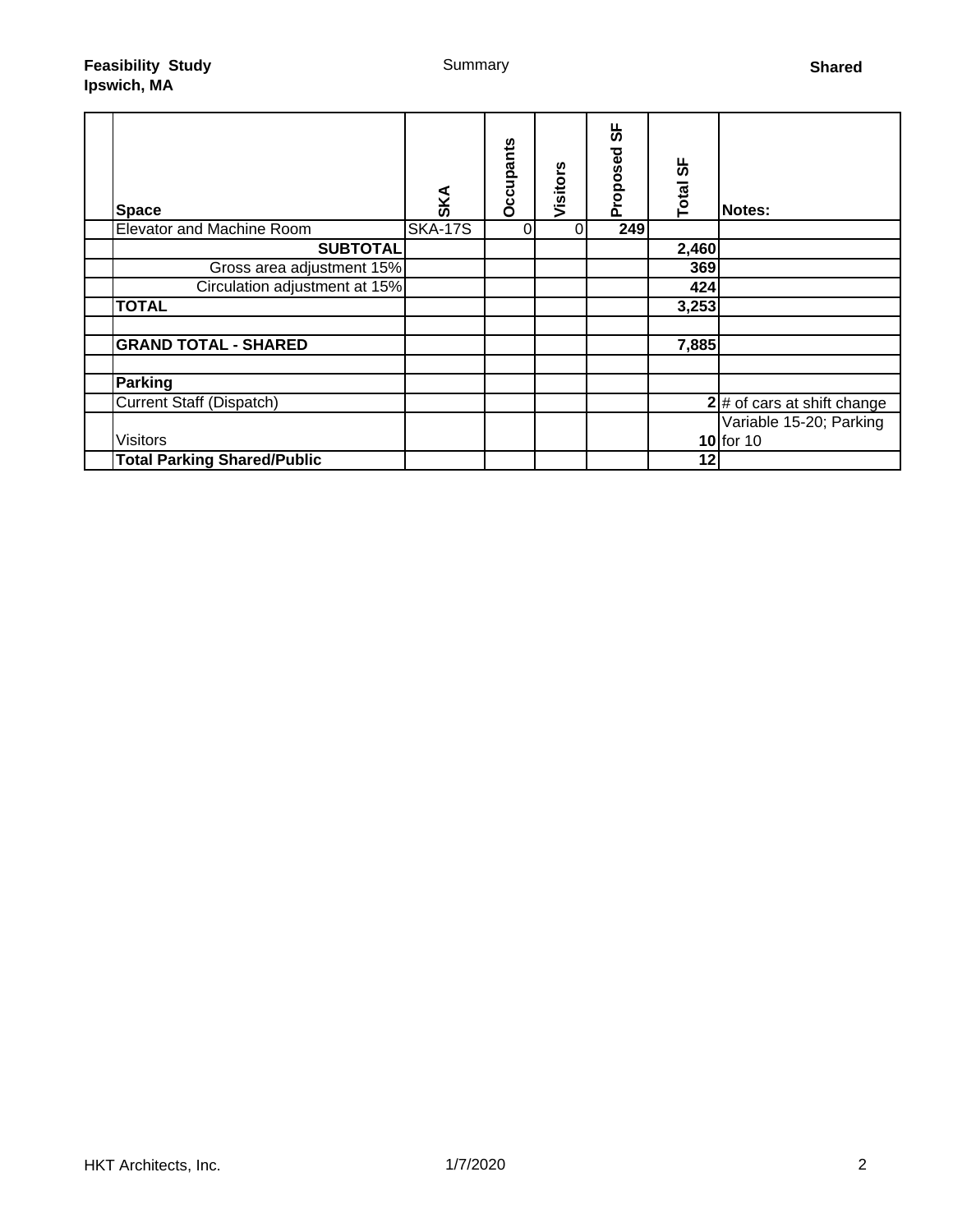**Feasibility Study**
**Ipswich, MA**

Summary

**Shared**

| Space | SKA | Occupants | Visitors | Proposed SF | Total SF | Notes: |
|---|---|---|---|---|---|---|
| Elevator and Machine Room | SKA-17S | 0 | 0 | **249** | | |
| **SUBTOTAL** | | | | | **2,460** | |
| Gross area adjustment 15% | | | | | **369** | |
| Circulation adjustment at 15% | | | | | **424** | |
| **TOTAL** | | | | | **3,253** | |
| | | | | | | |
| **GRAND TOTAL - SHARED** | | | | | **7,885** | |
| | | | | | | |
| **Parking** | | | | | | |
| Current Staff (Dispatch) | | | | | **2** | # of cars at shift change |
| Visitors | | | | | **10** | Variable 15-20; Parking for 10 |
| **Total Parking Shared/Public** | | | | | **12** | |